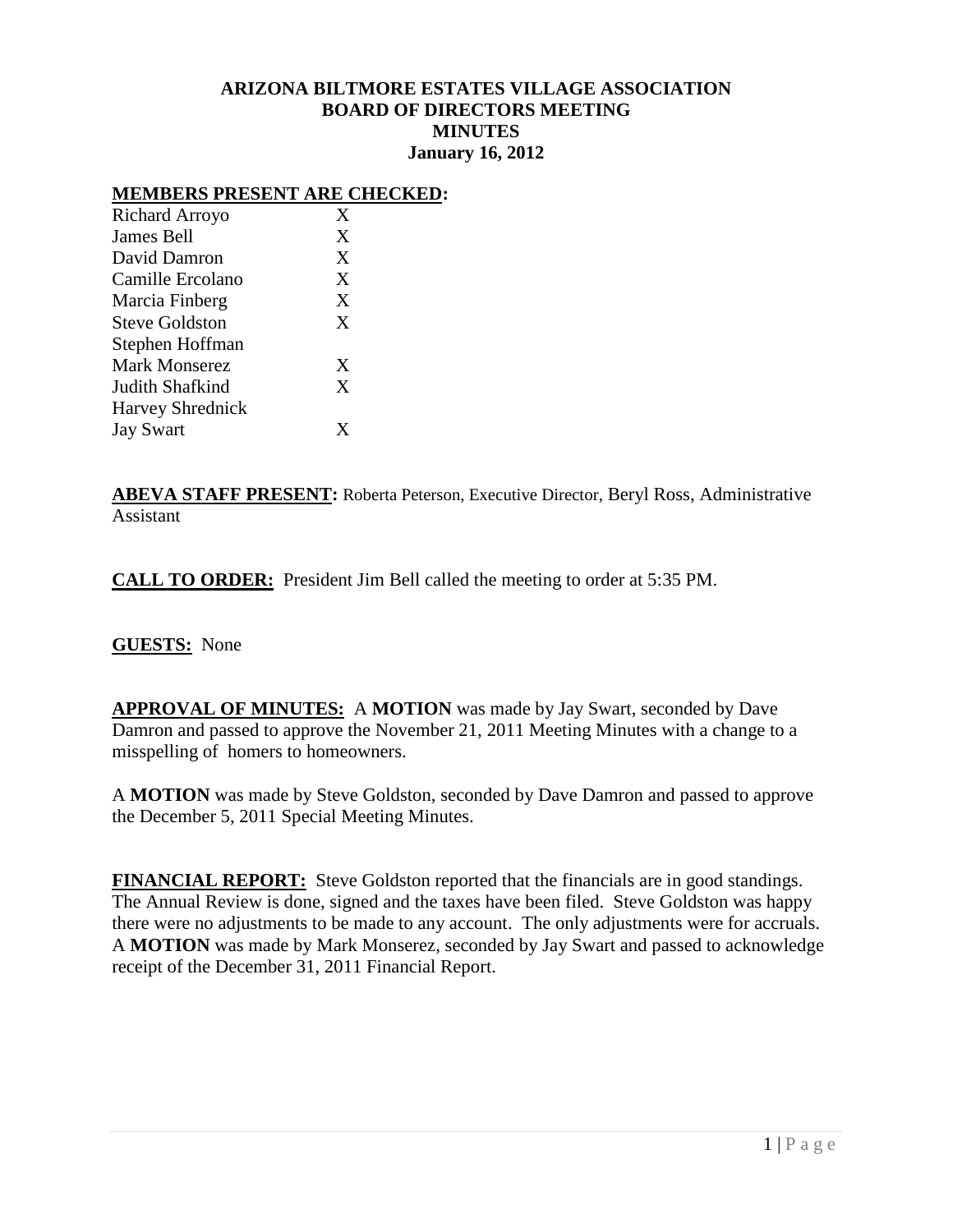**ARIZONA BILTMORE ESTATES VILLAGE ASSOCIATION**
**BOARD OF DIRECTORS MEETING**
**MINUTES**
**January 16, 2012**

**MEMBERS PRESENT ARE CHECKED:**

| | |
|---|---|
| Richard Arroyo | X |
| James Bell | X |
| David Damron | X |
| Camille Ercolano | X |
| Marcia Finberg | X |
| Steve Goldston | X |
| Stephen Hoffman | |
| Mark Monserez | X |
| Judith Shafkind | X |
| Harvey Shrednick | |
| Jay Swart | X |

**ABEVA STAFF PRESENT:** Roberta Peterson, Executive Director, Beryl Ross, Administrative Assistant

**CALL TO ORDER:** President Jim Bell called the meeting to order at 5:35 PM.

**GUESTS:** None

**APPROVAL OF MINUTES:** A **MOTION** was made by Jay Swart, seconded by Dave Damron and passed to approve the November 21, 2011 Meeting Minutes with a change to a misspelling of homers to homeowners.

A **MOTION** was made by Steve Goldston, seconded by Dave Damron and passed to approve the December 5, 2011 Special Meeting Minutes.

**FINANCIAL REPORT:** Steve Goldston reported that the financials are in good standings. The Annual Review is done, signed and the taxes have been filed. Steve Goldston was happy there were no adjustments to be made to any account. The only adjustments were for accruals. A **MOTION** was made by Mark Monserez, seconded by Jay Swart and passed to acknowledge receipt of the December 31, 2011 Financial Report.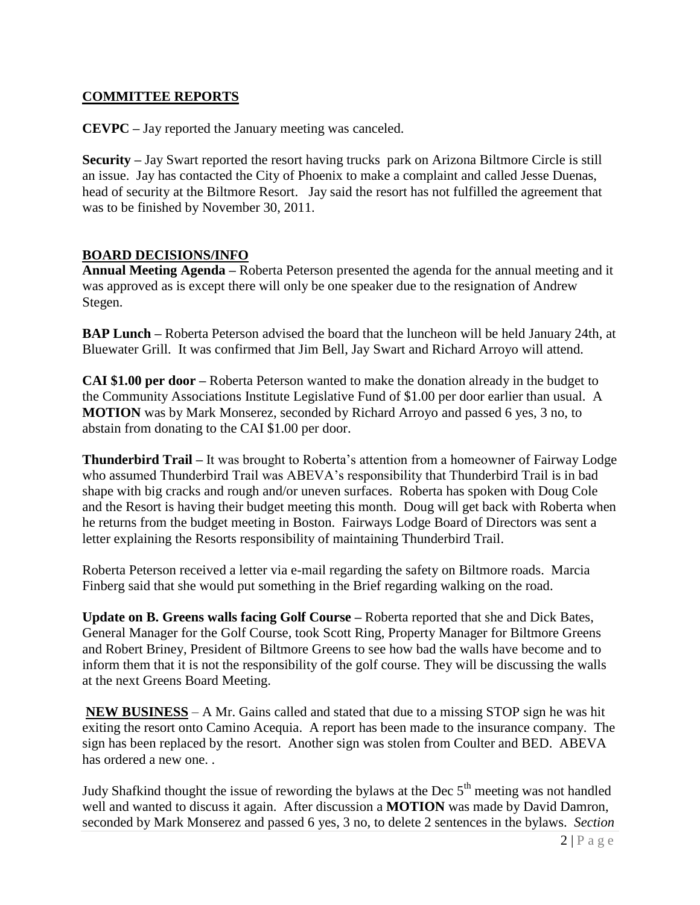## COMMITTEE REPORTS

**CEVPC –** Jay reported the January meeting was canceled.

**Security –** Jay Swart reported the resort having trucks park on Arizona Biltmore Circle is still an issue. Jay has contacted the City of Phoenix to make a complaint and called Jesse Duenas, head of security at the Biltmore Resort. Jay said the resort has not fulfilled the agreement that was to be finished by November 30, 2011.

## BOARD DECISIONS/INFO

**Annual Meeting Agenda –** Roberta Peterson presented the agenda for the annual meeting and it was approved as is except there will only be one speaker due to the resignation of Andrew Stegen.

**BAP Lunch –** Roberta Peterson advised the board that the luncheon will be held January 24th, at Bluewater Grill. It was confirmed that Jim Bell, Jay Swart and Richard Arroyo will attend.

**CAI $1.00 per door –** Roberta Peterson wanted to make the donation already in the budget to the Community Associations Institute Legislative Fund of $1.00 per door earlier than usual. A **MOTION** was by Mark Monserez, seconded by Richard Arroyo and passed 6 yes, 3 no, to abstain from donating to the CAI $1.00 per door.

**Thunderbird Trail –** It was brought to Roberta's attention from a homeowner of Fairway Lodge who assumed Thunderbird Trail was ABEVA's responsibility that Thunderbird Trail is in bad shape with big cracks and rough and/or uneven surfaces. Roberta has spoken with Doug Cole and the Resort is having their budget meeting this month. Doug will get back with Roberta when he returns from the budget meeting in Boston. Fairways Lodge Board of Directors was sent a letter explaining the Resorts responsibility of maintaining Thunderbird Trail.

Roberta Peterson received a letter via e-mail regarding the safety on Biltmore roads. Marcia Finberg said that she would put something in the Brief regarding walking on the road.

**Update on B. Greens walls facing Golf Course –** Roberta reported that she and Dick Bates, General Manager for the Golf Course, took Scott Ring, Property Manager for Biltmore Greens and Robert Briney, President of Biltmore Greens to see how bad the walls have become and to inform them that it is not the responsibility of the golf course. They will be discussing the walls at the next Greens Board Meeting.

**NEW BUSINESS** – A Mr. Gains called and stated that due to a missing STOP sign he was hit exiting the resort onto Camino Acequia. A report has been made to the insurance company. The sign has been replaced by the resort. Another sign was stolen from Coulter and BED. ABEVA has ordered a new one. .

Judy Shafkind thought the issue of rewording the bylaws at the Dec 5th meeting was not handled well and wanted to discuss it again. After discussion a **MOTION** was made by David Damron, seconded by Mark Monserez and passed 6 yes, 3 no, to delete 2 sentences in the bylaws. *Section*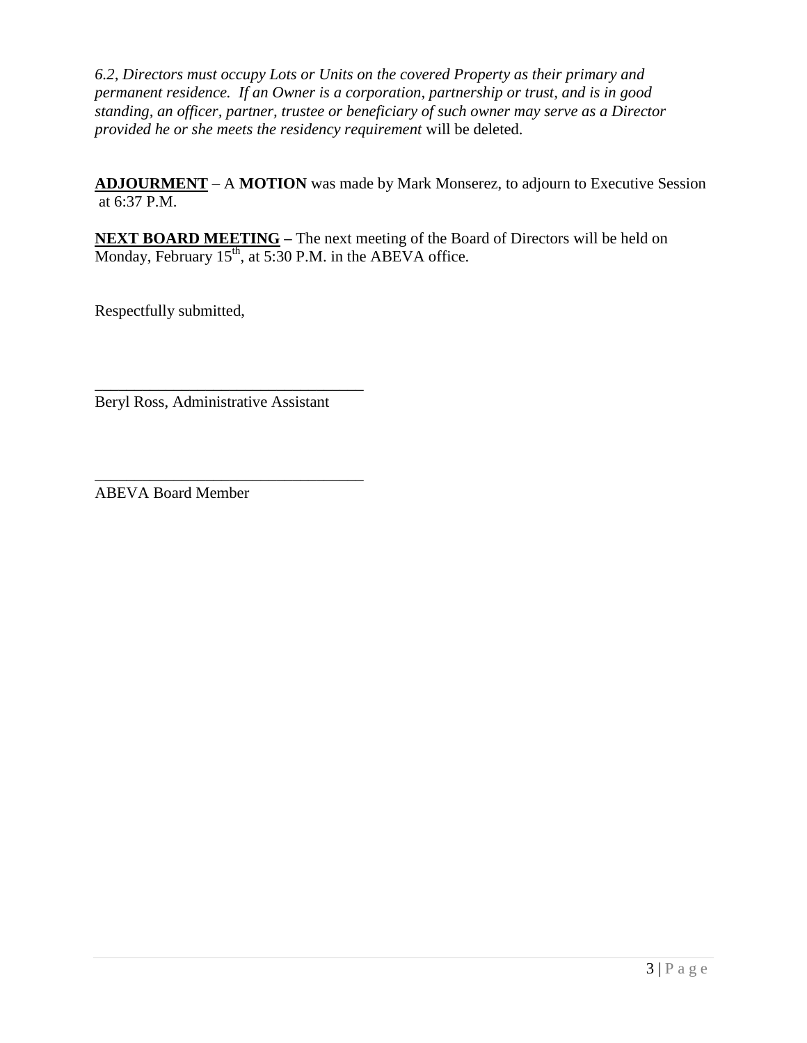*6.2, Directors must occupy Lots or Units on the covered Property as their primary and permanent residence. If an Owner is a corporation, partnership or trust, and is in good standing, an officer, partner, trustee or beneficiary of such owner may serve as a Director provided he or she meets the residency requirement* will be deleted.

**ADJOURMENT** – A **MOTION** was made by Mark Monserez, to adjourn to Executive Session at 6:37 P.M.

**NEXT BOARD MEETING –** The next meeting of the Board of Directors will be held on Monday, February 15th, at 5:30 P.M. in the ABEVA office.

Respectfully submitted,

\_\_\_\_\_\_\_\_\_\_\_\_\_\_\_\_\_\_\_\_\_\_\_\_\_\_\_\_\_\_\_\_\_\_\_
Beryl Ross, Administrative Assistant

\_\_\_\_\_\_\_\_\_\_\_\_\_\_\_\_\_\_\_\_\_\_\_\_\_\_\_\_\_\_\_\_\_\_\_
ABEVA Board Member